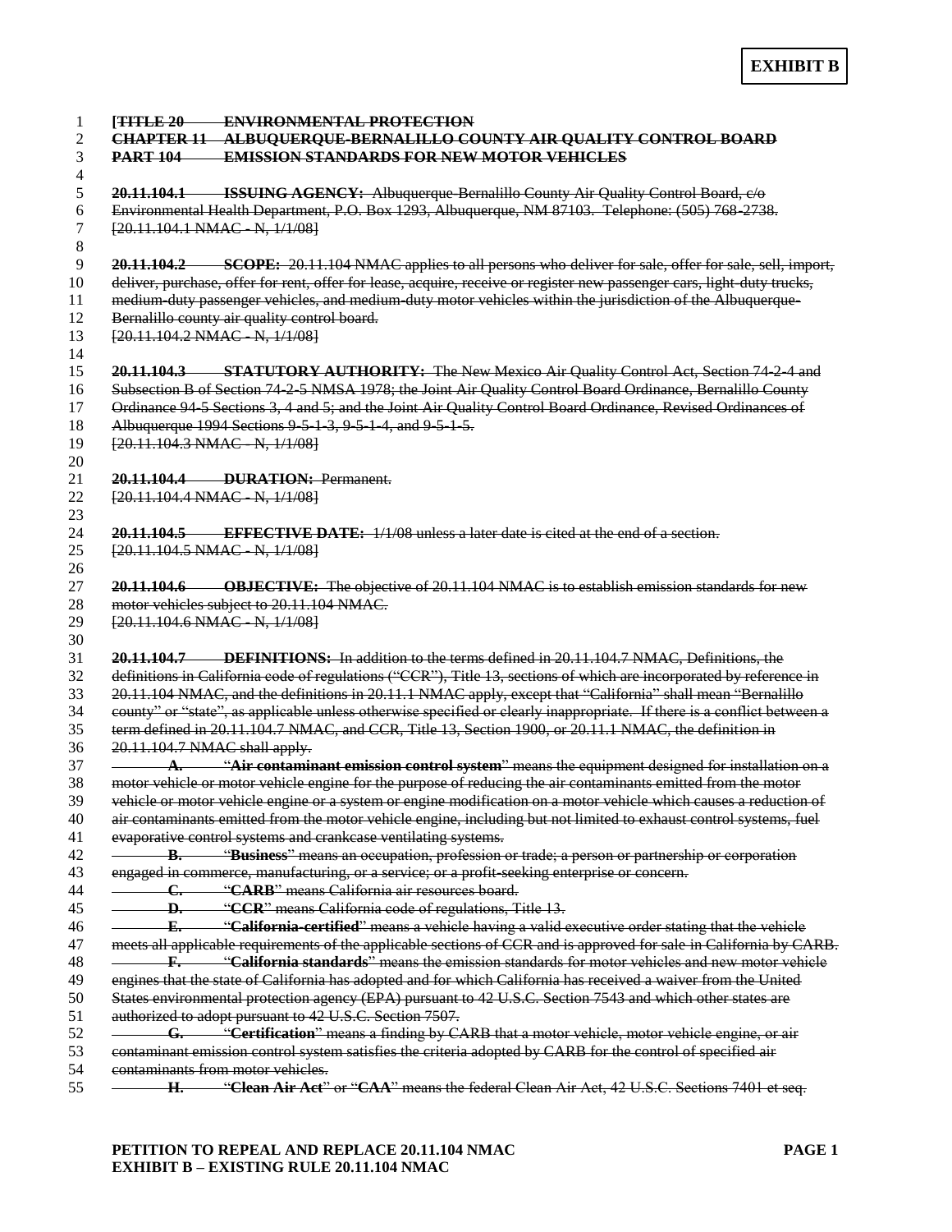**EXHIBIT B**

~~[**TITLE 20 ENVIRONMENTAL PROTECTION**~~
~~**CHAPTER 11 ALBUQUERQUE-BERNALILLO COUNTY AIR QUALITY CONTROL BOARD**~~
~~**PART 104 EMISSION STANDARDS FOR NEW MOTOR VEHICLES**~~

~~**20.11.104.1 ISSUING AGENCY:** Albuquerque-Bernalillo County Air Quality Control Board, c/o Environmental Health Department, P.O. Box 1293, Albuquerque, NM 87103. Telephone: (505) 768-2738.~~
~~[20.11.104.1 NMAC - N, 1/1/08]~~

~~**20.11.104.2 SCOPE:** 20.11.104 NMAC applies to all persons who deliver for sale, offer for sale, sell, import, deliver, purchase, offer for rent, offer for lease, acquire, receive or register new passenger cars, light-duty trucks, medium-duty passenger vehicles, and medium-duty motor vehicles within the jurisdiction of the Albuquerque-Bernalillo county air quality control board.~~
~~[20.11.104.2 NMAC - N, 1/1/08]~~

~~**20.11.104.3 STATUTORY AUTHORITY:** The New Mexico Air Quality Control Act, Section 74-2-4 and Subsection B of Section 74-2-5 NMSA 1978; the Joint Air Quality Control Board Ordinance, Bernalillo County Ordinance 94-5 Sections 3, 4 and 5; and the Joint Air Quality Control Board Ordinance, Revised Ordinances of Albuquerque 1994 Sections 9-5-1-3, 9-5-1-4, and 9-5-1-5.~~
~~[20.11.104.3 NMAC - N, 1/1/08]~~

~~**20.11.104.4 DURATION:** Permanent.~~
~~[20.11.104.4 NMAC - N, 1/1/08]~~

~~**20.11.104.5 EFFECTIVE DATE:** 1/1/08 unless a later date is cited at the end of a section.~~
~~[20.11.104.5 NMAC - N, 1/1/08]~~

~~**20.11.104.6 OBJECTIVE:** The objective of 20.11.104 NMAC is to establish emission standards for new motor vehicles subject to 20.11.104 NMAC.~~
~~[20.11.104.6 NMAC - N, 1/1/08]~~

~~**20.11.104.7 DEFINITIONS:** In addition to the terms defined in 20.11.104.7 NMAC, Definitions, the definitions in California code of regulations ("CCR"), Title 13, sections of which are incorporated by reference in 20.11.104 NMAC, and the definitions in 20.11.1 NMAC apply, except that "California" shall mean "Bernalillo county" or "state", as applicable unless otherwise specified or clearly inappropriate. If there is a conflict between a term defined in 20.11.104.7 NMAC, and CCR, Title 13, Section 1900, or 20.11.1 NMAC, the definition in 20.11.104.7 NMAC shall apply.~~

~~**A.** "**Air contaminant emission control system**" means the equipment designed for installation on a motor vehicle or motor vehicle engine for the purpose of reducing the air contaminants emitted from the motor vehicle or motor vehicle engine or a system or engine modification on a motor vehicle which causes a reduction of air contaminants emitted from the motor vehicle engine, including but not limited to exhaust control systems, fuel evaporative control systems and crankcase ventilating systems.~~

~~**B.** "**Business**" means an occupation, profession or trade; a person or partnership or corporation engaged in commerce, manufacturing, or a service; or a profit-seeking enterprise or concern.~~

~~**C.** "**CARB**" means California air resources board.~~

~~**D.** "**CCR**" means California code of regulations, Title 13.~~

~~**E.** "**California-certified**" means a vehicle having a valid executive order stating that the vehicle meets all applicable requirements of the applicable sections of CCR and is approved for sale in California by CARB.~~

~~**F.** "**California standards**" means the emission standards for motor vehicles and new motor vehicle engines that the state of California has adopted and for which California has received a waiver from the United States environmental protection agency (EPA) pursuant to 42 U.S.C. Section 7543 and which other states are authorized to adopt pursuant to 42 U.S.C. Section 7507.~~

~~**G.** "**Certification**" means a finding by CARB that a motor vehicle, motor vehicle engine, or air contaminant emission control system satisfies the criteria adopted by CARB for the control of specified air contaminants from motor vehicles.~~

~~**H.** "**Clean Air Act**" or "**CAA**" means the federal Clean Air Act, 42 U.S.C. Sections 7401 et seq.~~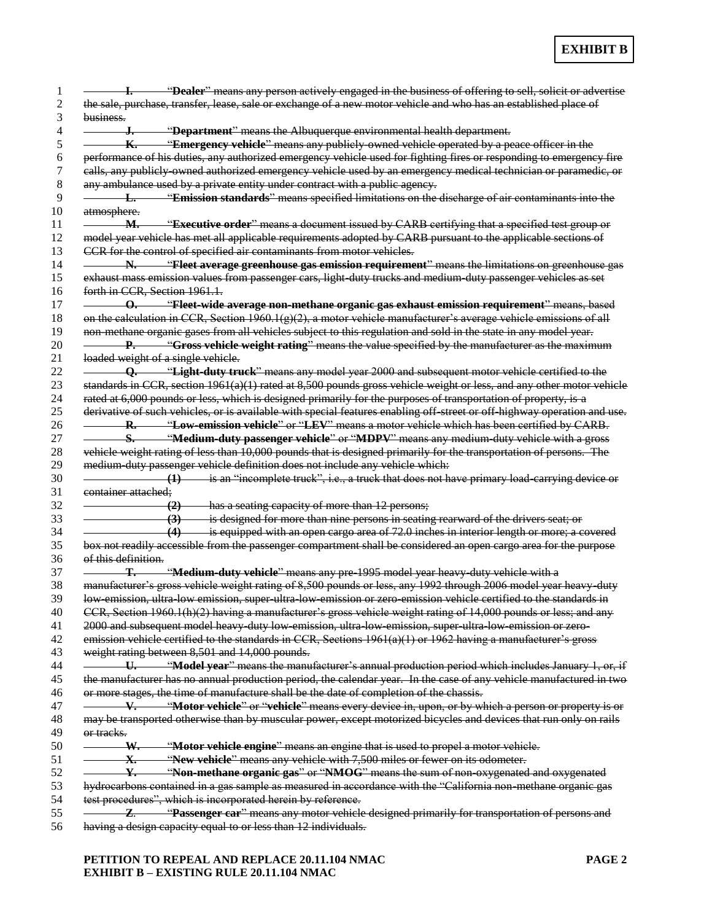**EXHIBIT B**

~~**I.** "**Dealer**" means any person actively engaged in the business of offering to sell, solicit or advertise the sale, purchase, transfer, lease, sale or exchange of a new motor vehicle and who has an established place of business.~~

~~**J.** "**Department**" means the Albuquerque environmental health department.~~

~~**K.** "**Emergency vehicle**" means any publicly-owned vehicle operated by a peace officer in the performance of his duties, any authorized emergency vehicle used for fighting fires or responding to emergency fire calls, any publicly-owned authorized emergency vehicle used by an emergency medical technician or paramedic, or any ambulance used by a private entity under contract with a public agency.~~

~~**L.** "**Emission standards**" means specified limitations on the discharge of air contaminants into the atmosphere.~~

~~**M.** "**Executive order**" means a document issued by CARB certifying that a specified test group or model year vehicle has met all applicable requirements adopted by CARB pursuant to the applicable sections of CCR for the control of specified air contaminants from motor vehicles.~~

~~**N.** "**Fleet average greenhouse gas emission requirement**" means the limitations on greenhouse gas exhaust mass emission values from passenger cars, light-duty trucks and medium-duty passenger vehicles as set forth in CCR, Section 1961.1.~~

~~**O.** "**Fleet-wide average non-methane organic gas exhaust emission requirement**" means, based on the calculation in CCR, Section 1960.1(g)(2), a motor vehicle manufacturer's average vehicle emissions of all non-methane organic gases from all vehicles subject to this regulation and sold in the state in any model year.~~

~~**P.** "**Gross vehicle weight rating**" means the value specified by the manufacturer as the maximum loaded weight of a single vehicle.~~

~~**Q.** "**Light-duty truck**" means any model year 2000 and subsequent motor vehicle certified to the standards in CCR, section 1961(a)(1) rated at 8,500 pounds gross vehicle weight or less, and any other motor vehicle rated at 6,000 pounds or less, which is designed primarily for the purposes of transportation of property, is a derivative of such vehicles, or is available with special features enabling off-street or off-highway operation and use.~~

~~**R.** "**Low-emission vehicle**" or "**LEV**" means a motor vehicle which has been certified by CARB.~~

~~**S.** "**Medium-duty passenger vehicle**" or "**MDPV**" means any medium-duty vehicle with a gross vehicle weight rating of less than 10,000 pounds that is designed primarily for the transportation of persons. The medium-duty passenger vehicle definition does not include any vehicle which:~~

~~**(1)** is an "incomplete truck", i.e., a truck that does not have primary load-carrying device or container attached;~~

~~**(2)** has a seating capacity of more than 12 persons;~~

~~**(3)** is designed for more than nine persons in seating rearward of the drivers seat; or~~

~~**(4)** is equipped with an open cargo area of 72.0 inches in interior length or more; a covered box not readily accessible from the passenger compartment shall be considered an open cargo area for the purpose of this definition.~~

~~**T.** "**Medium-duty vehicle**" means any pre-1995 model year heavy-duty vehicle with a manufacturer's gross vehicle weight rating of 8,500 pounds or less, any 1992 through 2006 model year heavy-duty low-emission, ultra-low emission, super-ultra-low-emission or zero-emission vehicle certified to the standards in CCR, Section 1960.1(h)(2) having a manufacturer's gross vehicle weight rating of 14,000 pounds or less; and any 2000 and subsequent model heavy-duty low-emission, ultra-low-emission, super-ultra-low-emission or zero-emission vehicle certified to the standards in CCR, Sections 1961(a)(1) or 1962 having a manufacturer's gross weight rating between 8,501 and 14,000 pounds.~~

~~**U.** "**Model year**" means the manufacturer's annual production period which includes January 1, or, if the manufacturer has no annual production period, the calendar year. In the case of any vehicle manufactured in two or more stages, the time of manufacture shall be the date of completion of the chassis.~~

~~**V.** "**Motor vehicle**" or "**vehicle**" means every device in, upon, or by which a person or property is or may be transported otherwise than by muscular power, except motorized bicycles and devices that run only on rails or tracks.~~

~~**W.** "**Motor vehicle engine**" means an engine that is used to propel a motor vehicle.~~

~~**X.** "**New vehicle**" means any vehicle with 7,500 miles or fewer on its odometer.~~

~~**Y.** "**Non-methane organic gas**" or "**NMOG**" means the sum of non-oxygenated and oxygenated hydrocarbons contained in a gas sample as measured in accordance with the "California non-methane organic gas test procedures", which is incorporated herein by reference.~~

~~**Z.** "**Passenger car**" means any motor vehicle designed primarily for transportation of persons and having a design capacity equal to or less than 12 individuals.~~

**PETITION TO REPEAL AND REPLACE 20.11.104 NMAC**
**EXHIBIT B – EXISTING RULE 20.11.104 NMAC**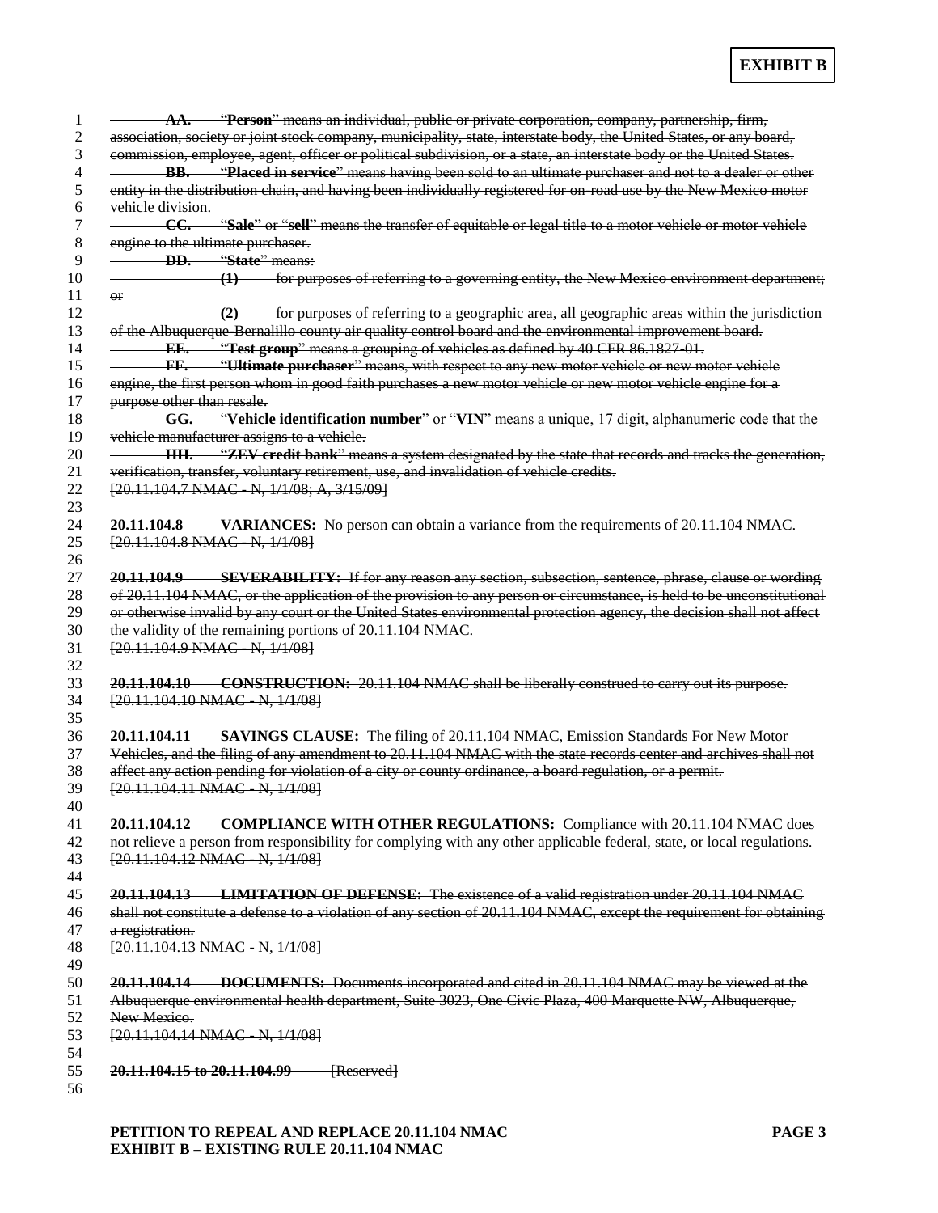**EXHIBIT B**

~~**AA.** "**Person**" means an individual, public or private corporation, company, partnership, firm, association, society or joint stock company, municipality, state, interstate body, the United States, or any board, commission, employee, agent, officer or political subdivision, or a state, an interstate body or the United States.~~

~~**BB.** "**Placed in service**" means having been sold to an ultimate purchaser and not to a dealer or other entity in the distribution chain, and having been individually registered for on-road use by the New Mexico motor vehicle division.~~

~~**CC.** "**Sale**" or "**sell**" means the transfer of equitable or legal title to a motor vehicle or motor vehicle engine to the ultimate purchaser.~~

~~**DD.** "**State**" means:~~

~~**(1)** for purposes of referring to a governing entity, the New Mexico environment department; or~~

~~**(2)** for purposes of referring to a geographic area, all geographic areas within the jurisdiction of the Albuquerque-Bernalillo county air quality control board and the environmental improvement board.~~

~~**EE.** "**Test group**" means a grouping of vehicles as defined by 40 CFR 86.1827-01.~~

~~**FF.** "**Ultimate purchaser**" means, with respect to any new motor vehicle or new motor vehicle engine, the first person whom in good faith purchases a new motor vehicle or new motor vehicle engine for a purpose other than resale.~~

~~**GG.** "**Vehicle identification number**" or "**VIN**" means a unique, 17 digit, alphanumeric code that the vehicle manufacturer assigns to a vehicle.~~

~~**HH.** "**ZEV credit bank**" means a system designated by the state that records and tracks the generation, verification, transfer, voluntary retirement, use, and invalidation of vehicle credits.~~

~~[20.11.104.7 NMAC - N, 1/1/08; A, 3/15/09]~~

~~**20.11.104.8 VARIANCES:** No person can obtain a variance from the requirements of 20.11.104 NMAC.~~

~~[20.11.104.8 NMAC - N, 1/1/08]~~

~~**20.11.104.9 SEVERABILITY:** If for any reason any section, subsection, sentence, phrase, clause or wording of 20.11.104 NMAC, or the application of the provision to any person or circumstance, is held to be unconstitutional or otherwise invalid by any court or the United States environmental protection agency, the decision shall not affect the validity of the remaining portions of 20.11.104 NMAC.~~

~~[20.11.104.9 NMAC - N, 1/1/08]~~

~~**20.11.104.10 CONSTRUCTION:** 20.11.104 NMAC shall be liberally construed to carry out its purpose.~~

~~[20.11.104.10 NMAC - N, 1/1/08]~~

~~**20.11.104.11 SAVINGS CLAUSE:** The filing of 20.11.104 NMAC, Emission Standards For New Motor Vehicles, and the filing of any amendment to 20.11.104 NMAC with the state records center and archives shall not affect any action pending for violation of a city or county ordinance, a board regulation, or a permit.~~

~~[20.11.104.11 NMAC - N, 1/1/08]~~

~~**20.11.104.12 COMPLIANCE WITH OTHER REGULATIONS:** Compliance with 20.11.104 NMAC does not relieve a person from responsibility for complying with any other applicable federal, state, or local regulations.~~

~~[20.11.104.12 NMAC - N, 1/1/08]~~

~~**20.11.104.13 LIMITATION OF DEFENSE:** The existence of a valid registration under 20.11.104 NMAC shall not constitute a defense to a violation of any section of 20.11.104 NMAC, except the requirement for obtaining a registration.~~

~~[20.11.104.13 NMAC - N, 1/1/08]~~

~~**20.11.104.14 DOCUMENTS:** Documents incorporated and cited in 20.11.104 NMAC may be viewed at the Albuquerque environmental health department, Suite 3023, One Civic Plaza, 400 Marquette NW, Albuquerque, New Mexico.~~

~~[20.11.104.14 NMAC - N, 1/1/08]~~

~~**20.11.104.15 to 20.11.104.99** [Reserved]~~

**PETITION TO REPEAL AND REPLACE 20.11.104 NMAC**
**EXHIBIT B – EXISTING RULE 20.11.104 NMAC**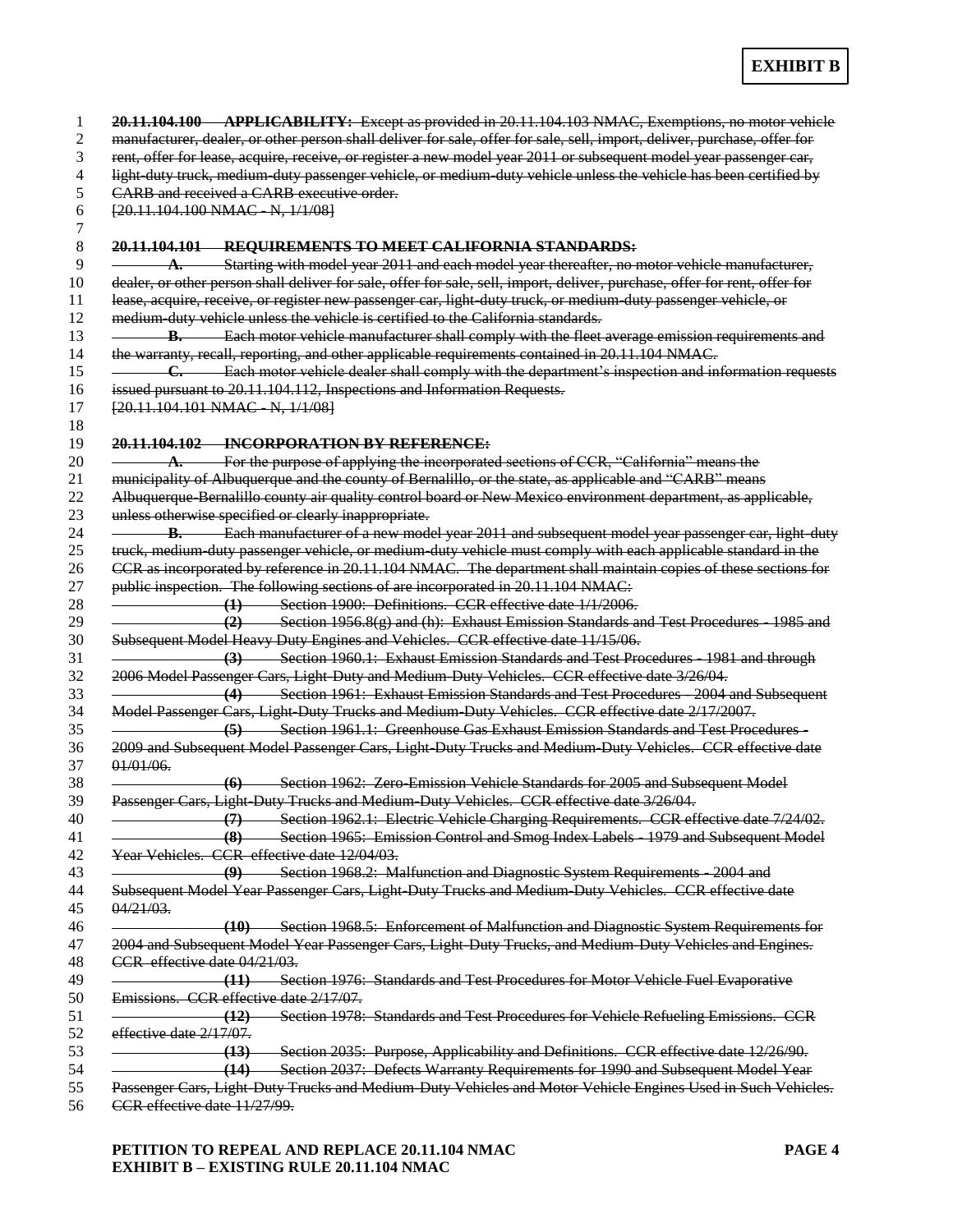**EXHIBIT B**

~~**20.11.104.100 APPLICABILITY:** Except as provided in 20.11.104.103 NMAC, Exemptions, no motor vehicle manufacturer, dealer, or other person shall deliver for sale, offer for sale, sell, import, deliver, purchase, offer for rent, offer for lease, acquire, receive, or register a new model year 2011 or subsequent model year passenger car, light-duty truck, medium-duty passenger vehicle, or medium-duty vehicle unless the vehicle has been certified by CARB and received a CARB executive order.~~
~~[20.11.104.100 NMAC - N, 1/1/08]~~

~~**20.11.104.101 REQUIREMENTS TO MEET CALIFORNIA STANDARDS:**~~

~~**A.** Starting with model year 2011 and each model year thereafter, no motor vehicle manufacturer, dealer, or other person shall deliver for sale, offer for sale, sell, import, deliver, purchase, offer for rent, offer for lease, acquire, receive, or register new passenger car, light-duty truck, or medium-duty passenger vehicle, or medium-duty vehicle unless the vehicle is certified to the California standards.~~

~~**B.** Each motor vehicle manufacturer shall comply with the fleet average emission requirements and the warranty, recall, reporting, and other applicable requirements contained in 20.11.104 NMAC.~~

~~**C.** Each motor vehicle dealer shall comply with the department's inspection and information requests issued pursuant to 20.11.104.112, Inspections and Information Requests.~~
~~[20.11.104.101 NMAC - N, 1/1/08]~~

~~**20.11.104.102 INCORPORATION BY REFERENCE:**~~

~~**A.** For the purpose of applying the incorporated sections of CCR, "California" means the municipality of Albuquerque and the county of Bernalillo, or the state, as applicable and "CARB" means Albuquerque-Bernalillo county air quality control board or New Mexico environment department, as applicable, unless otherwise specified or clearly inappropriate.~~

~~**B.** Each manufacturer of a new model year 2011 and subsequent model year passenger car, light-duty truck, medium-duty passenger vehicle, or medium-duty vehicle must comply with each applicable standard in the CCR as incorporated by reference in 20.11.104 NMAC. The department shall maintain copies of these sections for public inspection. The following sections of are incorporated in 20.11.104 NMAC:~~

~~**(1)** Section 1900: Definitions. CCR effective date 1/1/2006.~~

~~**(2)** Section 1956.8(g) and (h): Exhaust Emission Standards and Test Procedures - 1985 and Subsequent Model Heavy Duty Engines and Vehicles. CCR effective date 11/15/06.~~

~~**(3)** Section 1960.1: Exhaust Emission Standards and Test Procedures - 1981 and through 2006 Model Passenger Cars, Light-Duty and Medium-Duty Vehicles. CCR effective date 3/26/04.~~

~~**(4)** Section 1961: Exhaust Emission Standards and Test Procedures - 2004 and Subsequent Model Passenger Cars, Light-Duty Trucks and Medium-Duty Vehicles. CCR effective date 2/17/2007.~~

~~**(5)** Section 1961.1: Greenhouse Gas Exhaust Emission Standards and Test Procedures - 2009 and Subsequent Model Passenger Cars, Light-Duty Trucks and Medium-Duty Vehicles. CCR effective date 01/01/06.~~

~~**(6)** Section 1962: Zero-Emission Vehicle Standards for 2005 and Subsequent Model Passenger Cars, Light-Duty Trucks and Medium-Duty Vehicles. CCR effective date 3/26/04.~~

~~**(7)** Section 1962.1: Electric Vehicle Charging Requirements. CCR effective date 7/24/02.~~

~~**(8)** Section 1965: Emission Control and Smog Index Labels - 1979 and Subsequent Model Year Vehicles. CCR effective date 12/04/03.~~

~~**(9)** Section 1968.2: Malfunction and Diagnostic System Requirements - 2004 and Subsequent Model Year Passenger Cars, Light-Duty Trucks and Medium-Duty Vehicles. CCR effective date 04/21/03.~~

~~**(10)** Section 1968.5: Enforcement of Malfunction and Diagnostic System Requirements for 2004 and Subsequent Model Year Passenger Cars, Light-Duty Trucks, and Medium-Duty Vehicles and Engines. CCR effective date 04/21/03.~~

~~**(11)** Section 1976: Standards and Test Procedures for Motor Vehicle Fuel Evaporative Emissions. CCR effective date 2/17/07.~~

~~**(12)** Section 1978: Standards and Test Procedures for Vehicle Refueling Emissions. CCR effective date 2/17/07.~~

~~**(13)** Section 2035: Purpose, Applicability and Definitions. CCR effective date 12/26/90.~~

~~**(14)** Section 2037: Defects Warranty Requirements for 1990 and Subsequent Model Year Passenger Cars, Light-Duty Trucks and Medium-Duty Vehicles and Motor Vehicle Engines Used in Such Vehicles. CCR effective date 11/27/99.~~

**PETITION TO REPEAL AND REPLACE 20.11.104 NMAC**
**EXHIBIT B – EXISTING RULE 20.11.104 NMAC**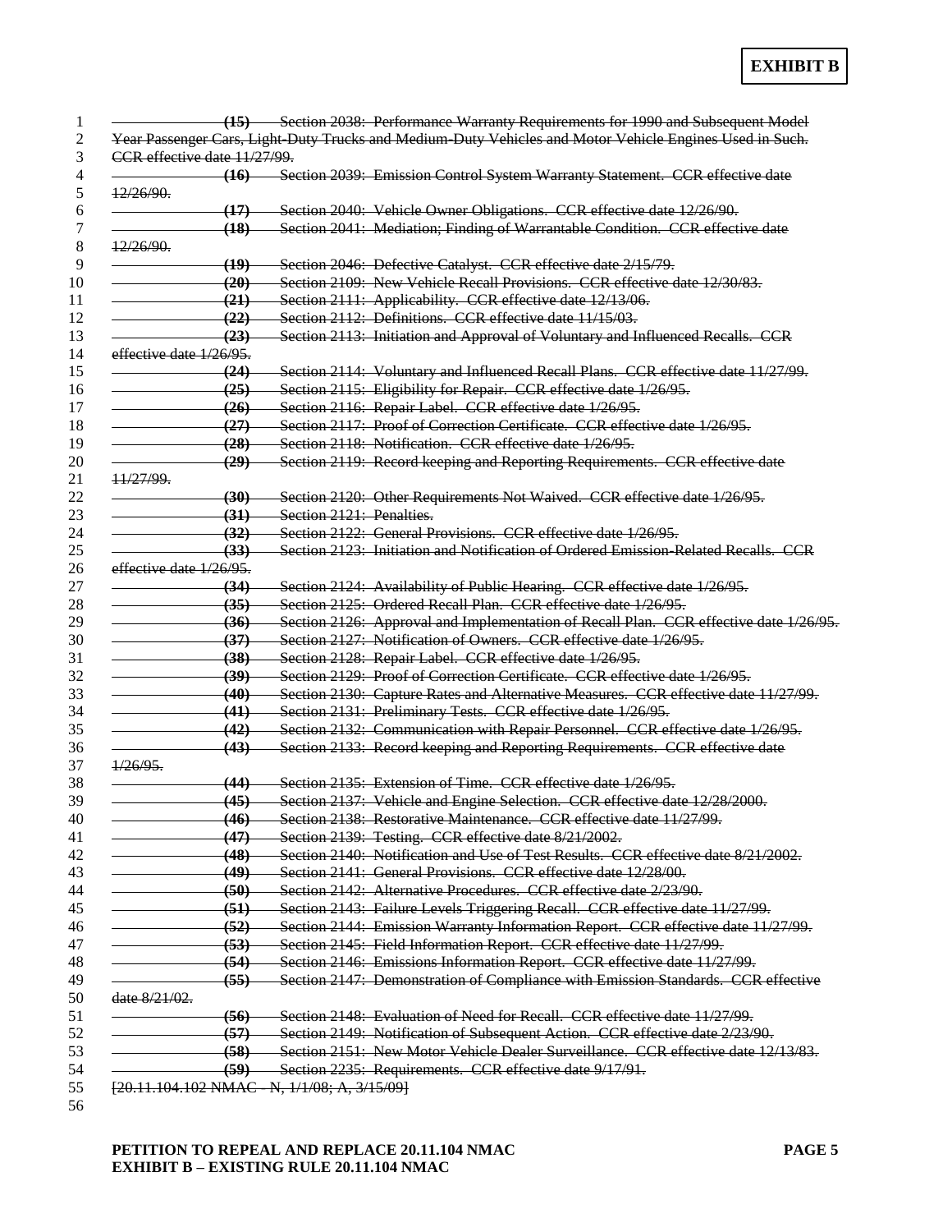**EXHIBIT B**

~~**(15)** Section 2038: Performance Warranty Requirements for 1990 and Subsequent Model Year Passenger Cars, Light-Duty Trucks and Medium-Duty Vehicles and Motor Vehicle Engines Used in Such. CCR effective date 11/27/99.~~

~~**(16)** Section 2039: Emission Control System Warranty Statement. CCR effective date 12/26/90.~~

~~**(17)** Section 2040: Vehicle Owner Obligations. CCR effective date 12/26/90.~~

~~**(18)** Section 2041: Mediation; Finding of Warrantable Condition. CCR effective date 12/26/90.~~

~~**(19)** Section 2046: Defective Catalyst. CCR effective date 2/15/79.~~

~~**(20)** Section 2109: New Vehicle Recall Provisions. CCR effective date 12/30/83.~~

~~**(21)** Section 2111: Applicability. CCR effective date 12/13/06.~~

~~**(22)** Section 2112: Definitions. CCR effective date 11/15/03.~~

~~**(23)** Section 2113: Initiation and Approval of Voluntary and Influenced Recalls. CCR effective date 1/26/95.~~

~~**(24)** Section 2114: Voluntary and Influenced Recall Plans. CCR effective date 11/27/99.~~

~~**(25)** Section 2115: Eligibility for Repair. CCR effective date 1/26/95.~~

~~**(26)** Section 2116: Repair Label. CCR effective date 1/26/95.~~

~~**(27)** Section 2117: Proof of Correction Certificate. CCR effective date 1/26/95.~~

~~**(28)** Section 2118: Notification. CCR effective date 1/26/95.~~

~~**(29)** Section 2119: Record keeping and Reporting Requirements. CCR effective date 11/27/99.~~

~~**(30)** Section 2120: Other Requirements Not Waived. CCR effective date 1/26/95.~~

~~**(31)** Section 2121: Penalties.~~

~~**(32)** Section 2122: General Provisions. CCR effective date 1/26/95.~~

~~**(33)** Section 2123: Initiation and Notification of Ordered Emission-Related Recalls. CCR effective date 1/26/95.~~

~~**(34)** Section 2124: Availability of Public Hearing. CCR effective date 1/26/95.~~

~~**(35)** Section 2125: Ordered Recall Plan. CCR effective date 1/26/95.~~

~~**(36)** Section 2126: Approval and Implementation of Recall Plan. CCR effective date 1/26/95.~~

~~**(37)** Section 2127: Notification of Owners. CCR effective date 1/26/95.~~

~~**(38)** Section 2128: Repair Label. CCR effective date 1/26/95.~~

~~**(39)** Section 2129: Proof of Correction Certificate. CCR effective date 1/26/95.~~

~~**(40)** Section 2130: Capture Rates and Alternative Measures. CCR effective date 11/27/99.~~

~~**(41)** Section 2131: Preliminary Tests. CCR effective date 1/26/95.~~

~~**(42)** Section 2132: Communication with Repair Personnel. CCR effective date 1/26/95.~~

~~**(43)** Section 2133: Record keeping and Reporting Requirements. CCR effective date 1/26/95.~~

~~**(44)** Section 2135: Extension of Time. CCR effective date 1/26/95.~~

~~**(45)** Section 2137: Vehicle and Engine Selection. CCR effective date 12/28/2000.~~

~~**(46)** Section 2138: Restorative Maintenance. CCR effective date 11/27/99.~~

~~**(47)** Section 2139: Testing. CCR effective date 8/21/2002.~~

~~**(48)** Section 2140: Notification and Use of Test Results. CCR effective date 8/21/2002.~~

~~**(49)** Section 2141: General Provisions. CCR effective date 12/28/00.~~

~~**(50)** Section 2142: Alternative Procedures. CCR effective date 2/23/90.~~

~~**(51)** Section 2143: Failure Levels Triggering Recall. CCR effective date 11/27/99.~~

~~**(52)** Section 2144: Emission Warranty Information Report. CCR effective date 11/27/99.~~

~~**(53)** Section 2145: Field Information Report. CCR effective date 11/27/99.~~

~~**(54)** Section 2146: Emissions Information Report. CCR effective date 11/27/99.~~

~~**(55)** Section 2147: Demonstration of Compliance with Emission Standards. CCR effective date 8/21/02.~~

~~**(56)** Section 2148: Evaluation of Need for Recall. CCR effective date 11/27/99.~~

~~**(57)** Section 2149: Notification of Subsequent Action. CCR effective date 2/23/90.~~

~~**(58)** Section 2151: New Motor Vehicle Dealer Surveillance. CCR effective date 12/13/83.~~

~~**(59)** Section 2235: Requirements. CCR effective date 9/17/91.~~

~~[20.11.104.102 NMAC - N, 1/1/08; A, 3/15/09]~~

**PETITION TO REPEAL AND REPLACE 20.11.104 NMAC**
**EXHIBIT B – EXISTING RULE 20.11.104 NMAC**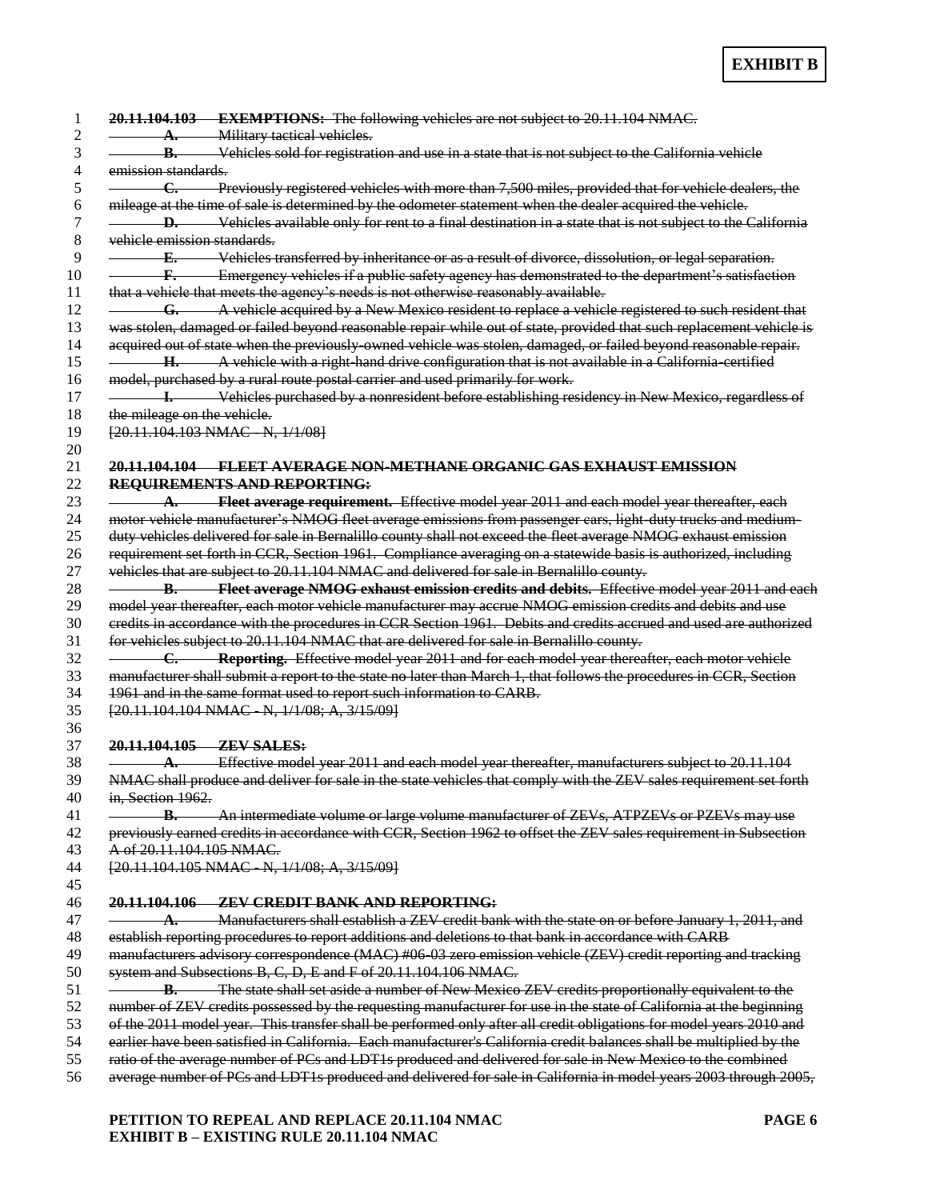**EXHIBIT B**

~~**20.11.104.103 EXEMPTIONS:** The following vehicles are not subject to 20.11.104 NMAC.~~

~~**A.** Military tactical vehicles.~~

~~**B.** Vehicles sold for registration and use in a state that is not subject to the California vehicle emission standards.~~

~~**C.** Previously registered vehicles with more than 7,500 miles, provided that for vehicle dealers, the mileage at the time of sale is determined by the odometer statement when the dealer acquired the vehicle.~~

~~**D.** Vehicles available only for rent to a final destination in a state that is not subject to the California vehicle emission standards.~~

~~**E.** Vehicles transferred by inheritance or as a result of divorce, dissolution, or legal separation.~~

~~**F.** Emergency vehicles if a public safety agency has demonstrated to the department's satisfaction that a vehicle that meets the agency's needs is not otherwise reasonably available.~~

~~**G.** A vehicle acquired by a New Mexico resident to replace a vehicle registered to such resident that was stolen, damaged or failed beyond reasonable repair while out of state, provided that such replacement vehicle is acquired out of state when the previously-owned vehicle was stolen, damaged, or failed beyond reasonable repair.~~

~~**H.** A vehicle with a right-hand drive configuration that is not available in a California-certified model, purchased by a rural route postal carrier and used primarily for work.~~

~~**I.** Vehicles purchased by a nonresident before establishing residency in New Mexico, regardless of the mileage on the vehicle.~~

~~[20.11.104.103 NMAC - N, 1/1/08]~~

~~**20.11.104.104 FLEET AVERAGE NON-METHANE ORGANIC GAS EXHAUST EMISSION REQUIREMENTS AND REPORTING:**~~

~~**A. Fleet average requirement.** Effective model year 2011 and each model year thereafter, each motor vehicle manufacturer's NMOG fleet average emissions from passenger cars, light-duty trucks and medium-duty vehicles delivered for sale in Bernalillo county shall not exceed the fleet average NMOG exhaust emission requirement set forth in CCR, Section 1961. Compliance averaging on a statewide basis is authorized, including vehicles that are subject to 20.11.104 NMAC and delivered for sale in Bernalillo county.~~

~~**B. Fleet average NMOG exhaust emission credits and debits.** Effective model year 2011 and each model year thereafter, each motor vehicle manufacturer may accrue NMOG emission credits and debits and use credits in accordance with the procedures in CCR Section 1961. Debits and credits accrued and used are authorized for vehicles subject to 20.11.104 NMAC that are delivered for sale in Bernalillo county.~~

~~**C. Reporting.** Effective model year 2011 and for each model year thereafter, each motor vehicle manufacturer shall submit a report to the state no later than March 1, that follows the procedures in CCR, Section 1961 and in the same format used to report such information to CARB.~~

~~[20.11.104.104 NMAC - N, 1/1/08; A, 3/15/09]~~

~~**20.11.104.105 ZEV SALES:**~~

~~**A.** Effective model year 2011 and each model year thereafter, manufacturers subject to 20.11.104 NMAC shall produce and deliver for sale in the state vehicles that comply with the ZEV sales requirement set forth in, Section 1962.~~

~~**B.** An intermediate volume or large volume manufacturer of ZEVs, ATPZEVs or PZEVs may use previously earned credits in accordance with CCR, Section 1962 to offset the ZEV sales requirement in Subsection A of 20.11.104.105 NMAC.~~

~~[20.11.104.105 NMAC - N, 1/1/08; A, 3/15/09]~~

~~**20.11.104.106 ZEV CREDIT BANK AND REPORTING:**~~

~~**A.** Manufacturers shall establish a ZEV credit bank with the state on or before January 1, 2011, and establish reporting procedures to report additions and deletions to that bank in accordance with CARB manufacturers advisory correspondence (MAC) #06-03 zero emission vehicle (ZEV) credit reporting and tracking system and Subsections B, C, D, E and F of 20.11.104.106 NMAC.~~

~~**B.** The state shall set aside a number of New Mexico ZEV credits proportionally equivalent to the number of ZEV credits possessed by the requesting manufacturer for use in the state of California at the beginning of the 2011 model year. This transfer shall be performed only after all credit obligations for model years 2010 and earlier have been satisfied in California. Each manufacturer's California credit balances shall be multiplied by the ratio of the average number of PCs and LDT1s produced and delivered for sale in New Mexico to the combined average number of PCs and LDT1s produced and delivered for sale in California in model years 2003 through 2005,~~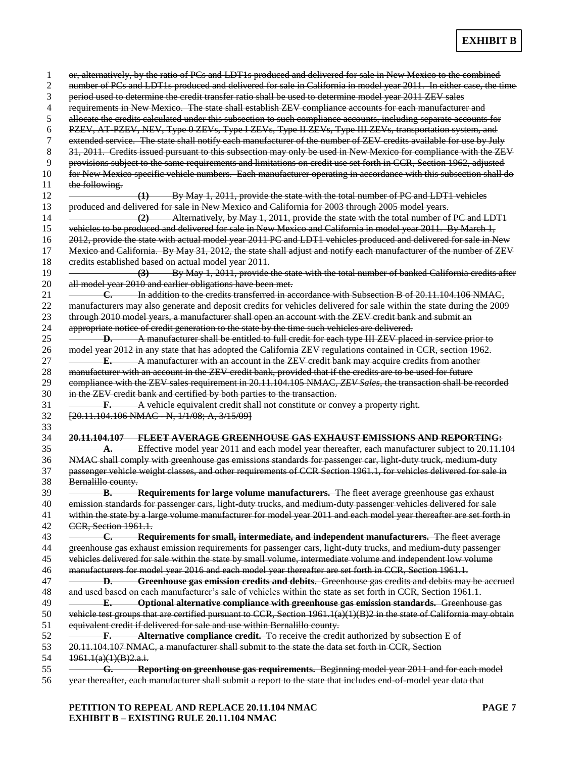**EXHIBIT B**

~~or, alternatively, by the ratio of PCs and LDT1s produced and delivered for sale in New Mexico to the combined number of PCs and LDT1s produced and delivered for sale in California in model year 2011. In either case, the time period used to determine the credit transfer ratio shall be used to determine model year 2011 ZEV sales requirements in New Mexico. The state shall establish ZEV compliance accounts for each manufacturer and allocate the credits calculated under this subsection to such compliance accounts, including separate accounts for PZEV, AT-PZEV, NEV, Type 0 ZEVs, Type I ZEVs, Type II ZEVs, Type III ZEVs, transportation system, and extended service. The state shall notify each manufacturer of the number of ZEV credits available for use by July 31, 2011. Credits issued pursuant to this subsection may only be used in New Mexico for compliance with the ZEV provisions subject to the same requirements and limitations on credit use set forth in CCR, Section 1962, adjusted for New Mexico specific vehicle numbers. Each manufacturer operating in accordance with this subsection shall do the following.~~

~~**(1)** By May 1, 2011, provide the state with the total number of PC and LDT1 vehicles produced and delivered for sale in New Mexico and California for 2003 through 2005 model years.~~

~~**(2)** Alternatively, by May 1, 2011, provide the state with the total number of PC and LDT1 vehicles to be produced and delivered for sale in New Mexico and California in model year 2011. By March 1, 2012, provide the state with actual model year 2011 PC and LDT1 vehicles produced and delivered for sale in New Mexico and California. By May 31, 2012, the state shall adjust and notify each manufacturer of the number of ZEV credits established based on actual model year 2011.~~

~~**(3)** By May 1, 2011, provide the state with the total number of banked California credits after all model year 2010 and earlier obligations have been met.~~

~~**C.** In addition to the credits transferred in accordance with Subsection B of 20.11.104.106 NMAC, manufacturers may also generate and deposit credits for vehicles delivered for sale within the state during the 2009 through 2010 model years, a manufacturer shall open an account with the ZEV credit bank and submit an appropriate notice of credit generation to the state by the time such vehicles are delivered.~~

~~**D.** A manufacturer shall be entitled to full credit for each type III ZEV placed in service prior to model year 2012 in any state that has adopted the California ZEV regulations contained in CCR, section 1962.~~

~~**E.** A manufacturer with an account in the ZEV credit bank may acquire credits from another manufacturer with an account in the ZEV credit bank, provided that if the credits are to be used for future compliance with the ZEV sales requirement in 20.11.104.105 NMAC, *ZEV Sales*, the transaction shall be recorded in the ZEV credit bank and certified by both parties to the transaction.~~

~~**F.** A vehicle equivalent credit shall not constitute or convey a property right.~~

~~[20.11.104.106 NMAC - N, 1/1/08; A, 3/15/09]~~

~~**20.11.104.107 FLEET AVERAGE GREENHOUSE GAS EXHAUST EMISSIONS AND REPORTING:**~~

~~**A.** Effective model year 2011 and each model year thereafter, each manufacturer subject to 20.11.104 NMAC shall comply with greenhouse gas emissions standards for passenger car, light-duty truck, medium-duty passenger vehicle weight classes, and other requirements of CCR Section 1961.1, for vehicles delivered for sale in Bernalillo county.~~

~~**B. Requirements for large volume manufacturers.** The fleet average greenhouse gas exhaust emission standards for passenger cars, light-duty trucks, and medium-duty passenger vehicles delivered for sale within the state by a large volume manufacturer for model year 2011 and each model year thereafter are set forth in CCR, Section 1961.1.~~

~~**C. Requirements for small, intermediate, and independent manufacturers.** The fleet average greenhouse gas exhaust emission requirements for passenger cars, light-duty trucks, and medium-duty passenger vehicles delivered for sale within the state by small volume, intermediate volume and independent low volume manufacturers for model year 2016 and each model year thereafter are set forth in CCR, Section 1961.1.~~

~~**D. Greenhouse gas emission credits and debits.** Greenhouse gas credits and debits may be accrued and used based on each manufacturer's sale of vehicles within the state as set forth in CCR, Section 1961.1.~~

~~**E. Optional alternative compliance with greenhouse gas emission standards.** Greenhouse gas vehicle test groups that are certified pursuant to CCR, Section 1961.1(a)(1)(B)2 in the state of California may obtain equivalent credit if delivered for sale and use within Bernalillo county.~~

~~**F. Alternative compliance credit.** To receive the credit authorized by subsection E of 20.11.104.107 NMAC, a manufacturer shall submit to the state the data set forth in CCR, Section 1961.1(a)(1)(B)2.a.i.~~

~~**G. Reporting on greenhouse gas requirements.** Beginning model year 2011 and for each model year thereafter, each manufacturer shall submit a report to the state that includes end-of-model year data that~~

**PETITION TO REPEAL AND REPLACE 20.11.104 NMAC**
**EXHIBIT B – EXISTING RULE 20.11.104 NMAC**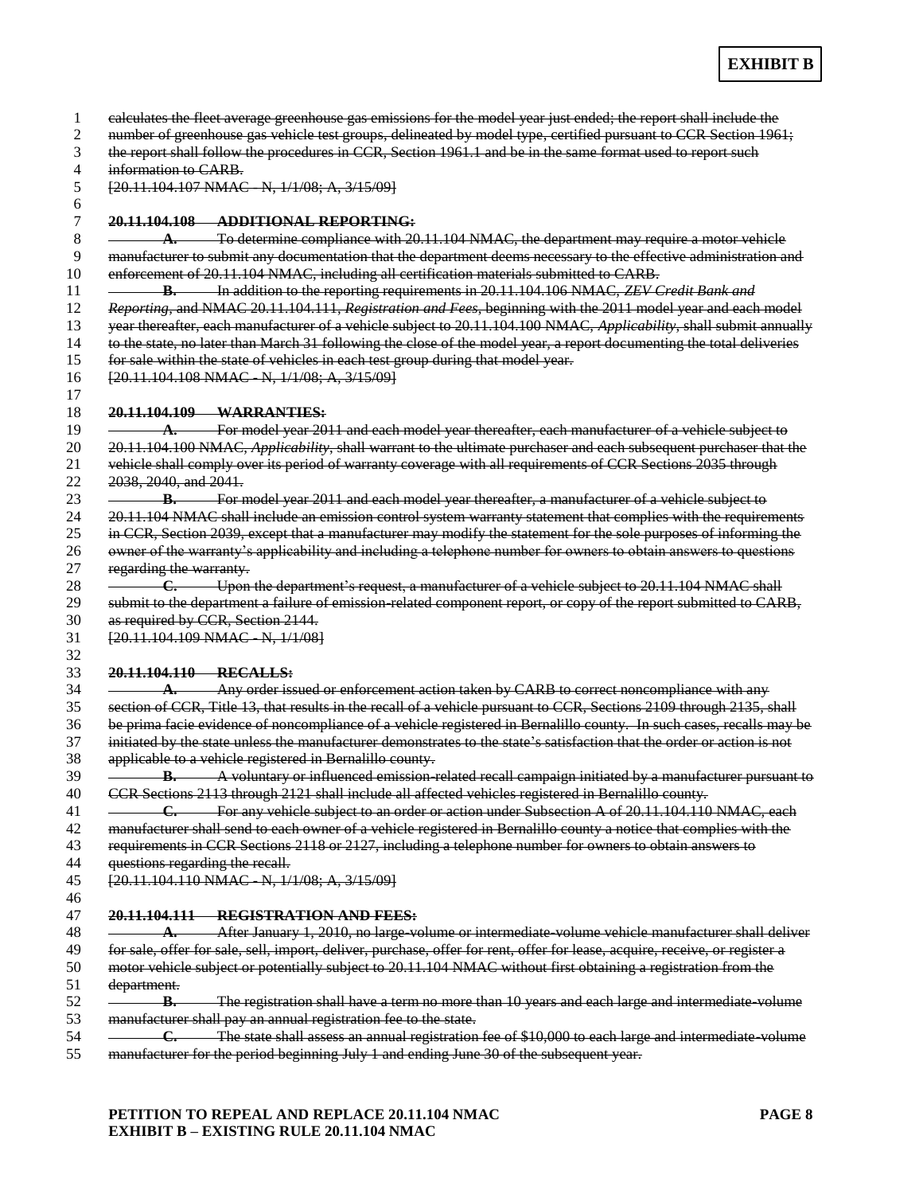**EXHIBIT B**

~~calculates the fleet average greenhouse gas emissions for the model year just ended; the report shall include the number of greenhouse gas vehicle test groups, delineated by model type, certified pursuant to CCR Section 1961; the report shall follow the procedures in CCR, Section 1961.1 and be in the same format used to report such information to CARB.~~

~~[20.11.104.107 NMAC - N, 1/1/08; A, 3/15/09]~~

~~**20.11.104.108 ADDITIONAL REPORTING:**~~

~~**A.** To determine compliance with 20.11.104 NMAC, the department may require a motor vehicle manufacturer to submit any documentation that the department deems necessary to the effective administration and enforcement of 20.11.104 NMAC, including all certification materials submitted to CARB.~~

~~**B.** In addition to the reporting requirements in 20.11.104.106 NMAC, *ZEV Credit Bank and Reporting*, and NMAC 20.11.104.111, *Registration and Fees*, beginning with the 2011 model year and each model year thereafter, each manufacturer of a vehicle subject to 20.11.104.100 NMAC, *Applicability*, shall submit annually to the state, no later than March 31 following the close of the model year, a report documenting the total deliveries for sale within the state of vehicles in each test group during that model year.~~

~~[20.11.104.108 NMAC - N, 1/1/08; A, 3/15/09]~~

~~**20.11.104.109 WARRANTIES:**~~

~~**A.** For model year 2011 and each model year thereafter, each manufacturer of a vehicle subject to 20.11.104.100 NMAC, *Applicability*, shall warrant to the ultimate purchaser and each subsequent purchaser that the vehicle shall comply over its period of warranty coverage with all requirements of CCR Sections 2035 through 2038, 2040, and 2041.~~

~~**B.** For model year 2011 and each model year thereafter, a manufacturer of a vehicle subject to 20.11.104 NMAC shall include an emission control system warranty statement that complies with the requirements in CCR, Section 2039, except that a manufacturer may modify the statement for the sole purposes of informing the owner of the warranty's applicability and including a telephone number for owners to obtain answers to questions regarding the warranty.~~

~~**C.** Upon the department's request, a manufacturer of a vehicle subject to 20.11.104 NMAC shall submit to the department a failure of emission-related component report, or copy of the report submitted to CARB, as required by CCR, Section 2144.~~

~~[20.11.104.109 NMAC - N, 1/1/08]~~

~~**20.11.104.110 RECALLS:**~~

~~**A.** Any order issued or enforcement action taken by CARB to correct noncompliance with any section of CCR, Title 13, that results in the recall of a vehicle pursuant to CCR, Sections 2109 through 2135, shall be prima facie evidence of noncompliance of a vehicle registered in Bernalillo county. In such cases, recalls may be initiated by the state unless the manufacturer demonstrates to the state's satisfaction that the order or action is not applicable to a vehicle registered in Bernalillo county.~~

~~**B.** A voluntary or influenced emission-related recall campaign initiated by a manufacturer pursuant to CCR Sections 2113 through 2121 shall include all affected vehicles registered in Bernalillo county.~~

~~**C.** For any vehicle subject to an order or action under Subsection A of 20.11.104.110 NMAC, each manufacturer shall send to each owner of a vehicle registered in Bernalillo county a notice that complies with the requirements in CCR Sections 2118 or 2127, including a telephone number for owners to obtain answers to questions regarding the recall.~~

~~[20.11.104.110 NMAC - N, 1/1/08; A, 3/15/09]~~

~~**20.11.104.111 REGISTRATION AND FEES:**~~

~~**A.** After January 1, 2010, no large-volume or intermediate-volume vehicle manufacturer shall deliver for sale, offer for sale, sell, import, deliver, purchase, offer for rent, offer for lease, acquire, receive, or register a motor vehicle subject or potentially subject to 20.11.104 NMAC without first obtaining a registration from the department.~~

~~**B.** The registration shall have a term no more than 10 years and each large and intermediate-volume manufacturer shall pay an annual registration fee to the state.~~

~~**C.** The state shall assess an annual registration fee of $10,000 to each large and intermediate-volume manufacturer for the period beginning July 1 and ending June 30 of the subsequent year.~~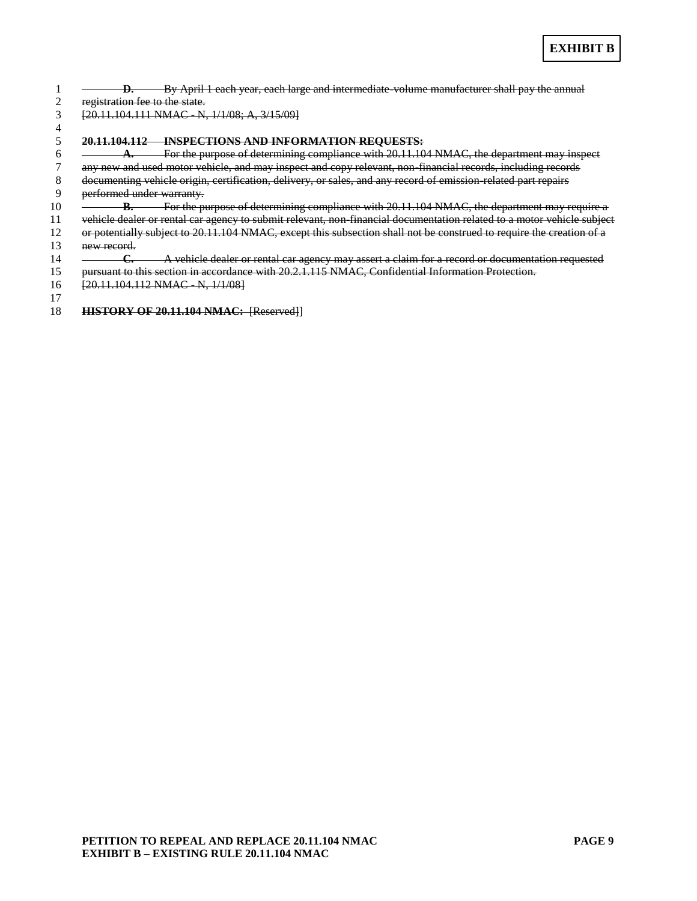**EXHIBIT B**

~~**D.** By April 1 each year, each large and intermediate-volume manufacturer shall pay the annual registration fee to the state.~~
~~[20.11.104.111 NMAC - N, 1/1/08; A, 3/15/09]~~

~~**20.11.104.112 INSPECTIONS AND INFORMATION REQUESTS:**~~

~~**A.** For the purpose of determining compliance with 20.11.104 NMAC, the department may inspect any new and used motor vehicle, and may inspect and copy relevant, non-financial records, including records documenting vehicle origin, certification, delivery, or sales, and any record of emission-related part repairs performed under warranty.~~

~~**B.** For the purpose of determining compliance with 20.11.104 NMAC, the department may require a vehicle dealer or rental car agency to submit relevant, non-financial documentation related to a motor vehicle subject or potentially subject to 20.11.104 NMAC, except this subsection shall not be construed to require the creation of a new record.~~

~~**C.** A vehicle dealer or rental car agency may assert a claim for a record or documentation requested pursuant to this section in accordance with 20.2.1.115 NMAC, Confidential Information Protection.~~
~~[20.11.104.112 NMAC - N, 1/1/08]~~

~~**HISTORY OF 20.11.104 NMAC:** [Reserved]]~~

**PETITION TO REPEAL AND REPLACE 20.11.104 NMAC**
**EXHIBIT B – EXISTING RULE 20.11.104 NMAC**